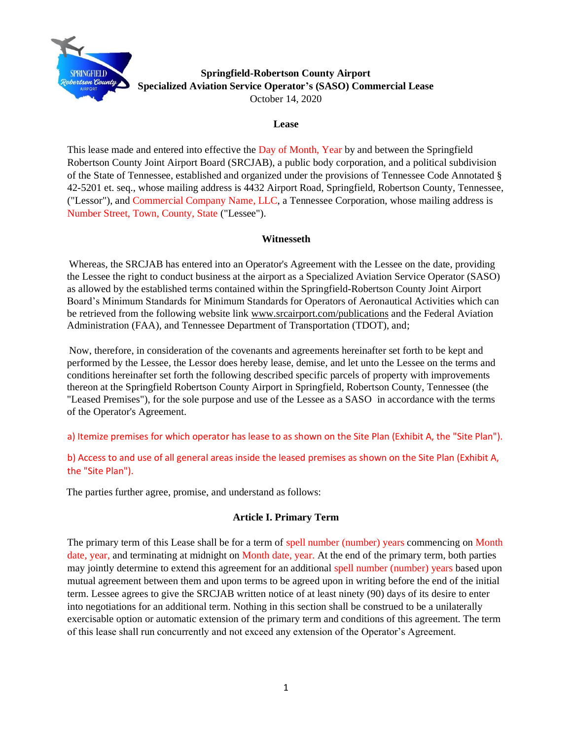**Springfield-Robertson County Airport**
**Specialized Aviation Service Operator's (SASO) Commercial Lease**
October 14, 2020

## Lease

This lease made and entered into effective the Day of Month, Year by and between the Springfield Robertson County Joint Airport Board (SRCJAB), a public body corporation, and a political subdivision of the State of Tennessee, established and organized under the provisions of Tennessee Code Annotated § 42-5201 et. seq., whose mailing address is 4432 Airport Road, Springfield, Robertson County, Tennessee, ("Lessor"), and Commercial Company Name, LLC, a Tennessee Corporation, whose mailing address is Number Street, Town, County, State ("Lessee").

## Witnesseth

Whereas, the SRCJAB has entered into an Operator's Agreement with the Lessee on the date, providing the Lessee the right to conduct business at the airport as a Specialized Aviation Service Operator (SASO) as allowed by the established terms contained within the Springfield-Robertson County Joint Airport Board's Minimum Standards for Minimum Standards for Operators of Aeronautical Activities which can be retrieved from the following website link www.srcairport.com/publications and the Federal Aviation Administration (FAA), and Tennessee Department of Transportation (TDOT), and;

Now, therefore, in consideration of the covenants and agreements hereinafter set forth to be kept and performed by the Lessee, the Lessor does hereby lease, demise, and let unto the Lessee on the terms and conditions hereinafter set forth the following described specific parcels of property with improvements thereon at the Springfield Robertson County Airport in Springfield, Robertson County, Tennessee (the "Leased Premises"), for the sole purpose and use of the Lessee as a SASO in accordance with the terms of the Operator's Agreement.

a) Itemize premises for which operator has lease to as shown on the Site Plan (Exhibit A, the "Site Plan").

b) Access to and use of all general areas inside the leased premises as shown on the Site Plan (Exhibit A, the "Site Plan").

The parties further agree, promise, and understand as follows:

## Article I. Primary Term

The primary term of this Lease shall be for a term of spell number (number) years commencing on Month date, year, and terminating at midnight on Month date, year. At the end of the primary term, both parties may jointly determine to extend this agreement for an additional spell number (number) years based upon mutual agreement between them and upon terms to be agreed upon in writing before the end of the initial term. Lessee agrees to give the SRCJAB written notice of at least ninety (90) days of its desire to enter into negotiations for an additional term. Nothing in this section shall be construed to be a unilaterally exercisable option or automatic extension of the primary term and conditions of this agreement. The term of this lease shall run concurrently and not exceed any extension of the Operator's Agreement.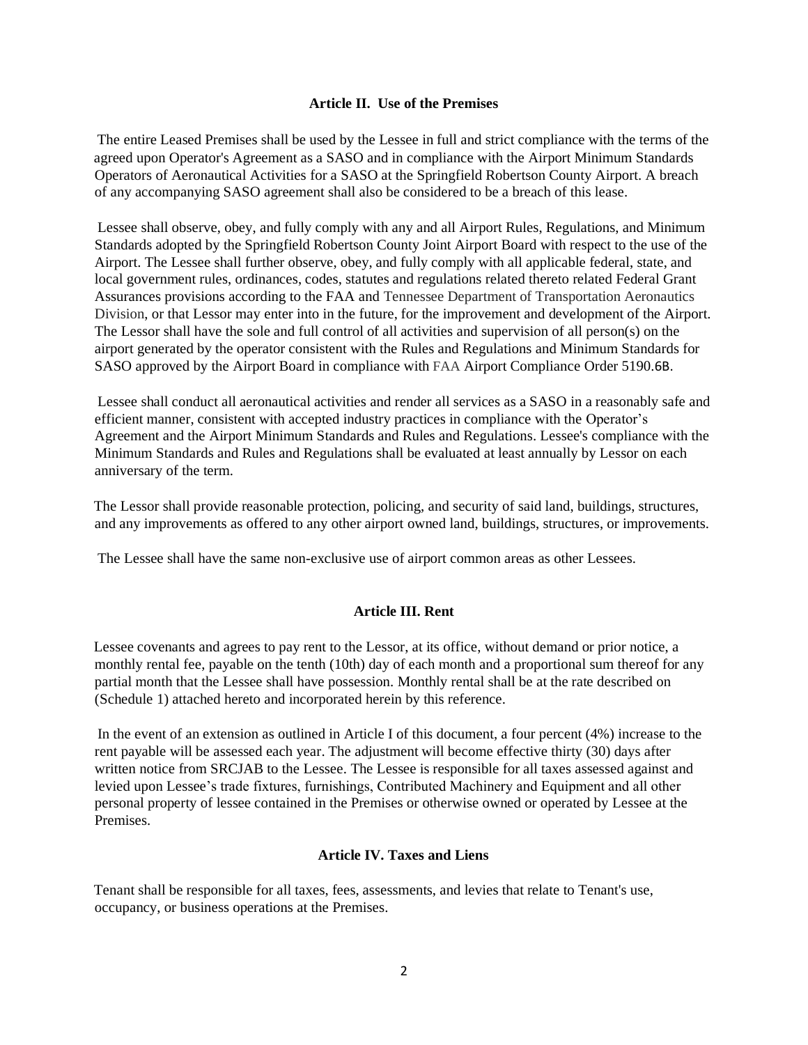### Article II. Use of the Premises

The entire Leased Premises shall be used by the Lessee in full and strict compliance with the terms of the agreed upon Operator's Agreement as a SASO and in compliance with the Airport Minimum Standards Operators of Aeronautical Activities for a SASO at the Springfield Robertson County Airport. A breach of any accompanying SASO agreement shall also be considered to be a breach of this lease.

Lessee shall observe, obey, and fully comply with any and all Airport Rules, Regulations, and Minimum Standards adopted by the Springfield Robertson County Joint Airport Board with respect to the use of the Airport. The Lessee shall further observe, obey, and fully comply with all applicable federal, state, and local government rules, ordinances, codes, statutes and regulations related thereto related Federal Grant Assurances provisions according to the FAA and Tennessee Department of Transportation Aeronautics Division, or that Lessor may enter into in the future, for the improvement and development of the Airport. The Lessor shall have the sole and full control of all activities and supervision of all person(s) on the airport generated by the operator consistent with the Rules and Regulations and Minimum Standards for SASO approved by the Airport Board in compliance with FAA Airport Compliance Order 5190.6B.

Lessee shall conduct all aeronautical activities and render all services as a SASO in a reasonably safe and efficient manner, consistent with accepted industry practices in compliance with the Operator's Agreement and the Airport Minimum Standards and Rules and Regulations. Lessee's compliance with the Minimum Standards and Rules and Regulations shall be evaluated at least annually by Lessor on each anniversary of the term.

The Lessor shall provide reasonable protection, policing, and security of said land, buildings, structures, and any improvements as offered to any other airport owned land, buildings, structures, or improvements.

The Lessee shall have the same non-exclusive use of airport common areas as other Lessees.

### Article III. Rent

Lessee covenants and agrees to pay rent to the Lessor, at its office, without demand or prior notice, a monthly rental fee, payable on the tenth (10th) day of each month and a proportional sum thereof for any partial month that the Lessee shall have possession. Monthly rental shall be at the rate described on (Schedule 1) attached hereto and incorporated herein by this reference.

In the event of an extension as outlined in Article I of this document, a four percent (4%) increase to the rent payable will be assessed each year. The adjustment will become effective thirty (30) days after written notice from SRCJAB to the Lessee. The Lessee is responsible for all taxes assessed against and levied upon Lessee's trade fixtures, furnishings, Contributed Machinery and Equipment and all other personal property of lessee contained in the Premises or otherwise owned or operated by Lessee at the Premises.

### Article IV. Taxes and Liens

Tenant shall be responsible for all taxes, fees, assessments, and levies that relate to Tenant's use, occupancy, or business operations at the Premises.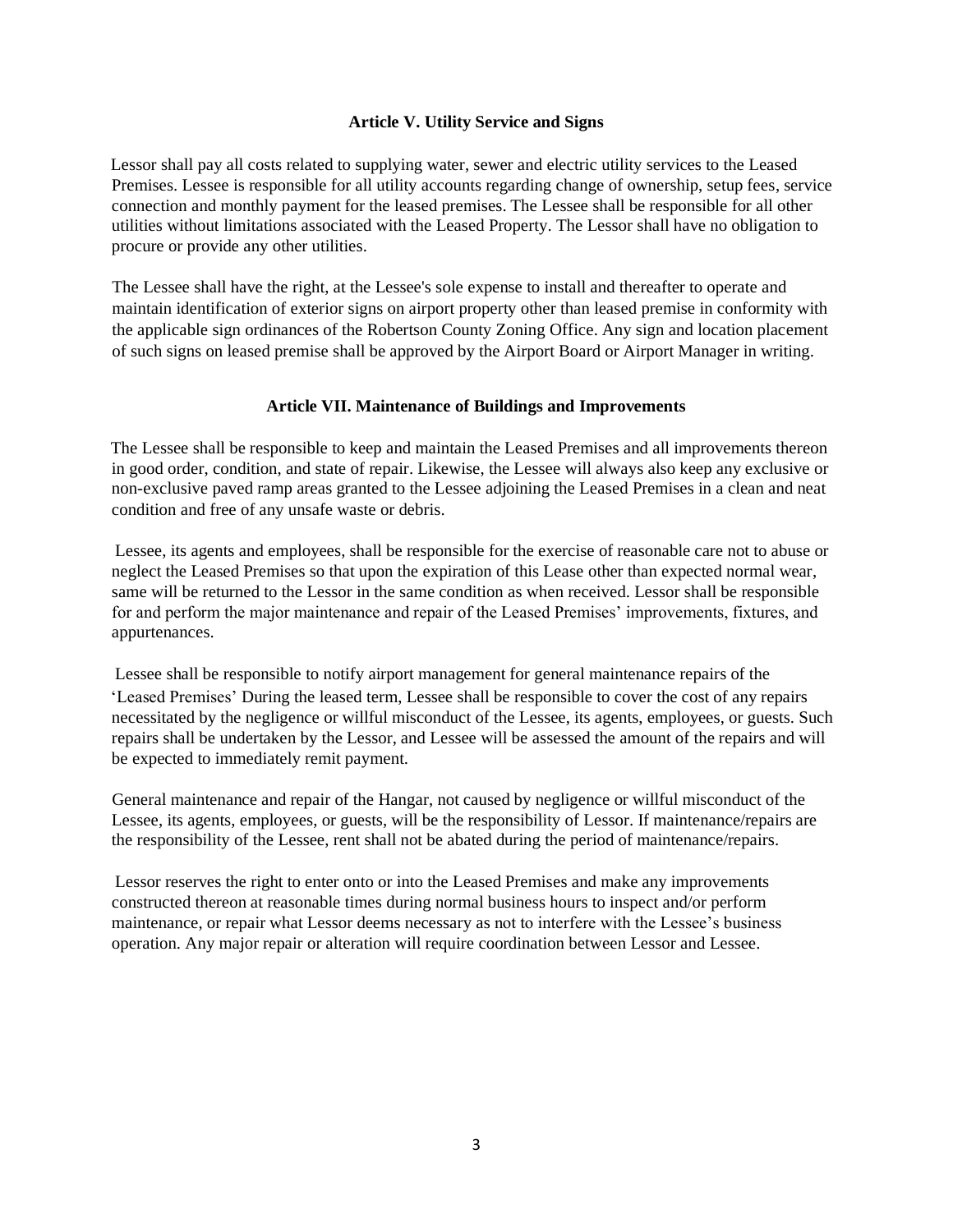### Article V. Utility Service and Signs

Lessor shall pay all costs related to supplying water, sewer and electric utility services to the Leased Premises. Lessee is responsible for all utility accounts regarding change of ownership, setup fees, service connection and monthly payment for the leased premises. The Lessee shall be responsible for all other utilities without limitations associated with the Leased Property. The Lessor shall have no obligation to procure or provide any other utilities.

The Lessee shall have the right, at the Lessee's sole expense to install and thereafter to operate and maintain identification of exterior signs on airport property other than leased premise in conformity with the applicable sign ordinances of the Robertson County Zoning Office. Any sign and location placement of such signs on leased premise shall be approved by the Airport Board or Airport Manager in writing.

### Article VII. Maintenance of Buildings and Improvements

The Lessee shall be responsible to keep and maintain the Leased Premises and all improvements thereon in good order, condition, and state of repair. Likewise, the Lessee will always also keep any exclusive or non-exclusive paved ramp areas granted to the Lessee adjoining the Leased Premises in a clean and neat condition and free of any unsafe waste or debris.

Lessee, its agents and employees, shall be responsible for the exercise of reasonable care not to abuse or neglect the Leased Premises so that upon the expiration of this Lease other than expected normal wear, same will be returned to the Lessor in the same condition as when received. Lessor shall be responsible for and perform the major maintenance and repair of the Leased Premises' improvements, fixtures, and appurtenances.

Lessee shall be responsible to notify airport management for general maintenance repairs of the 'Leased Premises' During the leased term, Lessee shall be responsible to cover the cost of any repairs necessitated by the negligence or willful misconduct of the Lessee, its agents, employees, or guests. Such repairs shall be undertaken by the Lessor, and Lessee will be assessed the amount of the repairs and will be expected to immediately remit payment.

General maintenance and repair of the Hangar, not caused by negligence or willful misconduct of the Lessee, its agents, employees, or guests, will be the responsibility of Lessor. If maintenance/repairs are the responsibility of the Lessee, rent shall not be abated during the period of maintenance/repairs.

Lessor reserves the right to enter onto or into the Leased Premises and make any improvements constructed thereon at reasonable times during normal business hours to inspect and/or perform maintenance, or repair what Lessor deems necessary as not to interfere with the Lessee's business operation. Any major repair or alteration will require coordination between Lessor and Lessee.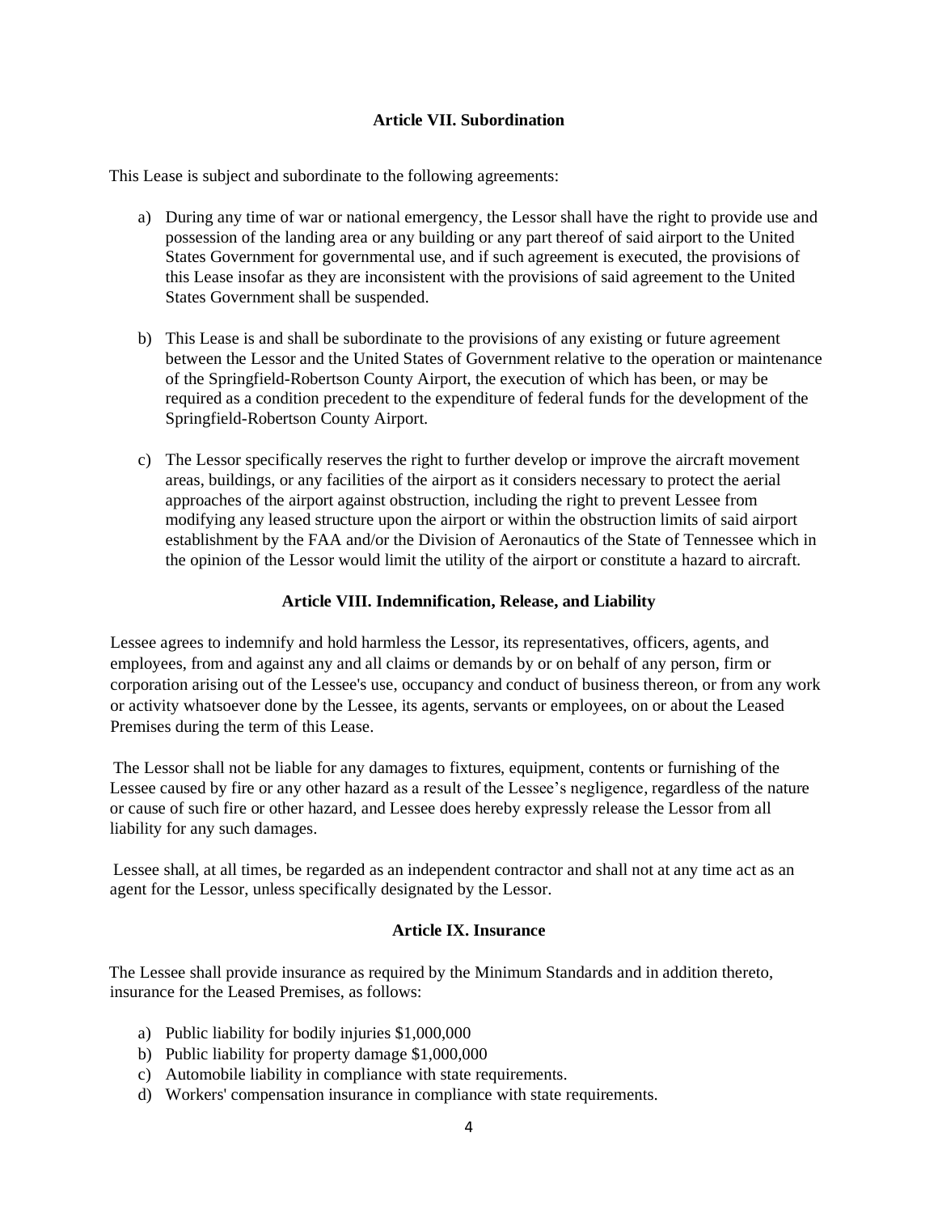### Article VII. Subordination

This Lease is subject and subordinate to the following agreements:

a) During any time of war or national emergency, the Lessor shall have the right to provide use and possession of the landing area or any building or any part thereof of said airport to the United States Government for governmental use, and if such agreement is executed, the provisions of this Lease insofar as they are inconsistent with the provisions of said agreement to the United States Government shall be suspended.

b) This Lease is and shall be subordinate to the provisions of any existing or future agreement between the Lessor and the United States of Government relative to the operation or maintenance of the Springfield-Robertson County Airport, the execution of which has been, or may be required as a condition precedent to the expenditure of federal funds for the development of the Springfield-Robertson County Airport.

c) The Lessor specifically reserves the right to further develop or improve the aircraft movement areas, buildings, or any facilities of the airport as it considers necessary to protect the aerial approaches of the airport against obstruction, including the right to prevent Lessee from modifying any leased structure upon the airport or within the obstruction limits of said airport establishment by the FAA and/or the Division of Aeronautics of the State of Tennessee which in the opinion of the Lessor would limit the utility of the airport or constitute a hazard to aircraft.

### Article VIII. Indemnification, Release, and Liability

Lessee agrees to indemnify and hold harmless the Lessor, its representatives, officers, agents, and employees, from and against any and all claims or demands by or on behalf of any person, firm or corporation arising out of the Lessee's use, occupancy and conduct of business thereon, or from any work or activity whatsoever done by the Lessee, its agents, servants or employees, on or about the Leased Premises during the term of this Lease.

The Lessor shall not be liable for any damages to fixtures, equipment, contents or furnishing of the Lessee caused by fire or any other hazard as a result of the Lessee's negligence, regardless of the nature or cause of such fire or other hazard, and Lessee does hereby expressly release the Lessor from all liability for any such damages.

Lessee shall, at all times, be regarded as an independent contractor and shall not at any time act as an agent for the Lessor, unless specifically designated by the Lessor.

### Article IX. Insurance

The Lessee shall provide insurance as required by the Minimum Standards and in addition thereto, insurance for the Leased Premises, as follows:

a) Public liability for bodily injuries $1,000,000
b) Public liability for property damage $1,000,000
c) Automobile liability in compliance with state requirements.
d) Workers' compensation insurance in compliance with state requirements.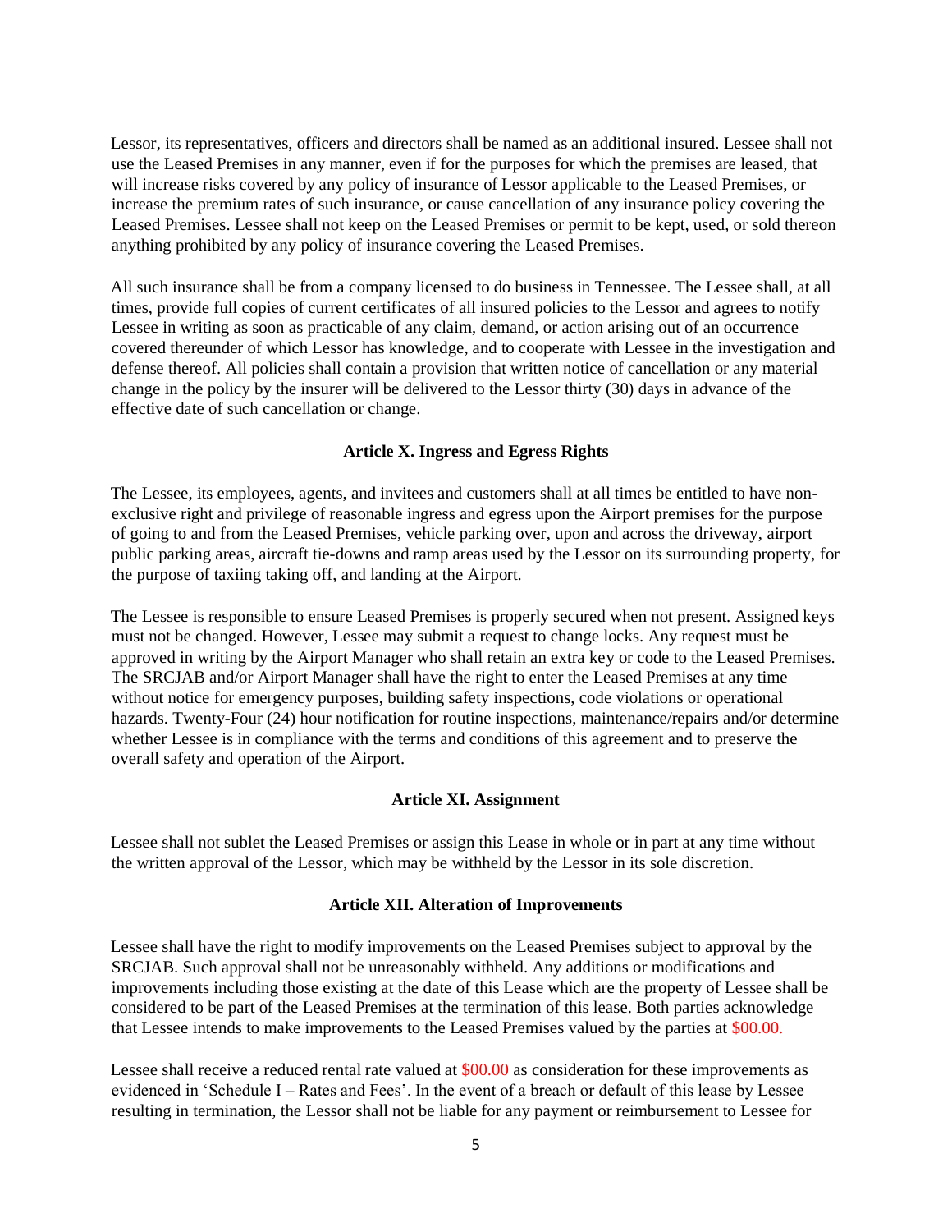Lessor, its representatives, officers and directors shall be named as an additional insured. Lessee shall not use the Leased Premises in any manner, even if for the purposes for which the premises are leased, that will increase risks covered by any policy of insurance of Lessor applicable to the Leased Premises, or increase the premium rates of such insurance, or cause cancellation of any insurance policy covering the Leased Premises. Lessee shall not keep on the Leased Premises or permit to be kept, used, or sold thereon anything prohibited by any policy of insurance covering the Leased Premises.

All such insurance shall be from a company licensed to do business in Tennessee. The Lessee shall, at all times, provide full copies of current certificates of all insured policies to the Lessor and agrees to notify Lessee in writing as soon as practicable of any claim, demand, or action arising out of an occurrence covered thereunder of which Lessor has knowledge, and to cooperate with Lessee in the investigation and defense thereof. All policies shall contain a provision that written notice of cancellation or any material change in the policy by the insurer will be delivered to the Lessor thirty (30) days in advance of the effective date of such cancellation or change.

**Article X. Ingress and Egress Rights**

The Lessee, its employees, agents, and invitees and customers shall at all times be entitled to have non-exclusive right and privilege of reasonable ingress and egress upon the Airport premises for the purpose of going to and from the Leased Premises, vehicle parking over, upon and across the driveway, airport public parking areas, aircraft tie-downs and ramp areas used by the Lessor on its surrounding property, for the purpose of taxiing taking off, and landing at the Airport.

The Lessee is responsible to ensure Leased Premises is properly secured when not present. Assigned keys must not be changed. However, Lessee may submit a request to change locks. Any request must be approved in writing by the Airport Manager who shall retain an extra key or code to the Leased Premises. The SRCJAB and/or Airport Manager shall have the right to enter the Leased Premises at any time without notice for emergency purposes, building safety inspections, code violations or operational hazards. Twenty-Four (24) hour notification for routine inspections, maintenance/repairs and/or determine whether Lessee is in compliance with the terms and conditions of this agreement and to preserve the overall safety and operation of the Airport.

**Article XI. Assignment**

Lessee shall not sublet the Leased Premises or assign this Lease in whole or in part at any time without the written approval of the Lessor, which may be withheld by the Lessor in its sole discretion.

**Article XII. Alteration of Improvements**

Lessee shall have the right to modify improvements on the Leased Premises subject to approval by the SRCJAB. Such approval shall not be unreasonably withheld. Any additions or modifications and improvements including those existing at the date of this Lease which are the property of Lessee shall be considered to be part of the Leased Premises at the termination of this lease. Both parties acknowledge that Lessee intends to make improvements to the Leased Premises valued by the parties at $00.00.

Lessee shall receive a reduced rental rate valued at $00.00 as consideration for these improvements as evidenced in 'Schedule I – Rates and Fees'. In the event of a breach or default of this lease by Lessee resulting in termination, the Lessor shall not be liable for any payment or reimbursement to Lessee for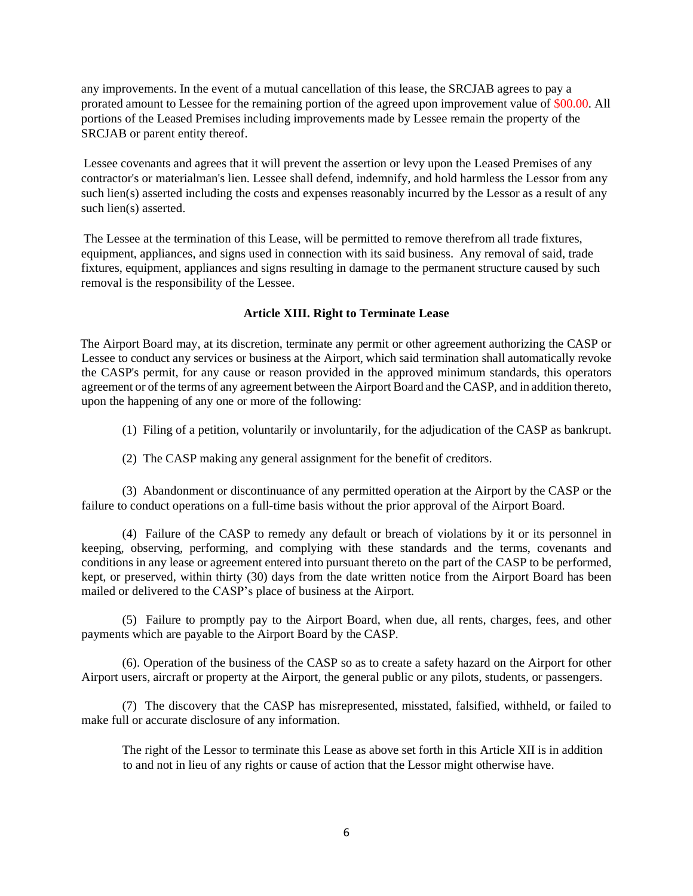any improvements. In the event of a mutual cancellation of this lease, the SRCJAB agrees to pay a prorated amount to Lessee for the remaining portion of the agreed upon improvement value of $00.00. All portions of the Leased Premises including improvements made by Lessee remain the property of the SRCJAB or parent entity thereof.

Lessee covenants and agrees that it will prevent the assertion or levy upon the Leased Premises of any contractor's or materialman's lien. Lessee shall defend, indemnify, and hold harmless the Lessor from any such lien(s) asserted including the costs and expenses reasonably incurred by the Lessor as a result of any such lien(s) asserted.

The Lessee at the termination of this Lease, will be permitted to remove therefrom all trade fixtures, equipment, appliances, and signs used in connection with its said business. Any removal of said, trade fixtures, equipment, appliances and signs resulting in damage to the permanent structure caused by such removal is the responsibility of the Lessee.

## Article XIII. Right to Terminate Lease

The Airport Board may, at its discretion, terminate any permit or other agreement authorizing the CASP or Lessee to conduct any services or business at the Airport, which said termination shall automatically revoke the CASP's permit, for any cause or reason provided in the approved minimum standards, this operators agreement or of the terms of any agreement between the Airport Board and the CASP, and in addition thereto, upon the happening of any one or more of the following:

(1) Filing of a petition, voluntarily or involuntarily, for the adjudication of the CASP as bankrupt.

(2) The CASP making any general assignment for the benefit of creditors.

(3) Abandonment or discontinuance of any permitted operation at the Airport by the CASP or the failure to conduct operations on a full-time basis without the prior approval of the Airport Board.

(4) Failure of the CASP to remedy any default or breach of violations by it or its personnel in keeping, observing, performing, and complying with these standards and the terms, covenants and conditions in any lease or agreement entered into pursuant thereto on the part of the CASP to be performed, kept, or preserved, within thirty (30) days from the date written notice from the Airport Board has been mailed or delivered to the CASP's place of business at the Airport.

(5) Failure to promptly pay to the Airport Board, when due, all rents, charges, fees, and other payments which are payable to the Airport Board by the CASP.

(6). Operation of the business of the CASP so as to create a safety hazard on the Airport for other Airport users, aircraft or property at the Airport, the general public or any pilots, students, or passengers.

(7) The discovery that the CASP has misrepresented, misstated, falsified, withheld, or failed to make full or accurate disclosure of any information.

The right of the Lessor to terminate this Lease as above set forth in this Article XII is in addition to and not in lieu of any rights or cause of action that the Lessor might otherwise have.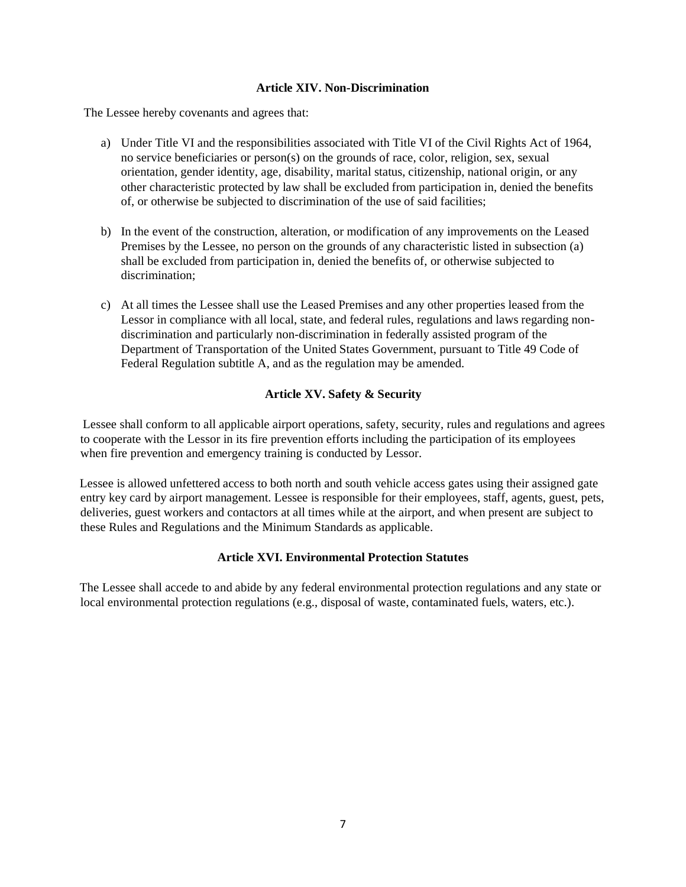### Article XIV. Non-Discrimination

The Lessee hereby covenants and agrees that:

a) Under Title VI and the responsibilities associated with Title VI of the Civil Rights Act of 1964, no service beneficiaries or person(s) on the grounds of race, color, religion, sex, sexual orientation, gender identity, age, disability, marital status, citizenship, national origin, or any other characteristic protected by law shall be excluded from participation in, denied the benefits of, or otherwise be subjected to discrimination of the use of said facilities;

b) In the event of the construction, alteration, or modification of any improvements on the Leased Premises by the Lessee, no person on the grounds of any characteristic listed in subsection (a) shall be excluded from participation in, denied the benefits of, or otherwise subjected to discrimination;

c) At all times the Lessee shall use the Leased Premises and any other properties leased from the Lessor in compliance with all local, state, and federal rules, regulations and laws regarding non-discrimination and particularly non-discrimination in federally assisted program of the Department of Transportation of the United States Government, pursuant to Title 49 Code of Federal Regulation subtitle A, and as the regulation may be amended.

### Article XV. Safety & Security

Lessee shall conform to all applicable airport operations, safety, security, rules and regulations and agrees to cooperate with the Lessor in its fire prevention efforts including the participation of its employees when fire prevention and emergency training is conducted by Lessor.

Lessee is allowed unfettered access to both north and south vehicle access gates using their assigned gate entry key card by airport management. Lessee is responsible for their employees, staff, agents, guest, pets, deliveries, guest workers and contactors at all times while at the airport, and when present are subject to these Rules and Regulations and the Minimum Standards as applicable.

### Article XVI. Environmental Protection Statutes

The Lessee shall accede to and abide by any federal environmental protection regulations and any state or local environmental protection regulations (e.g., disposal of waste, contaminated fuels, waters, etc.).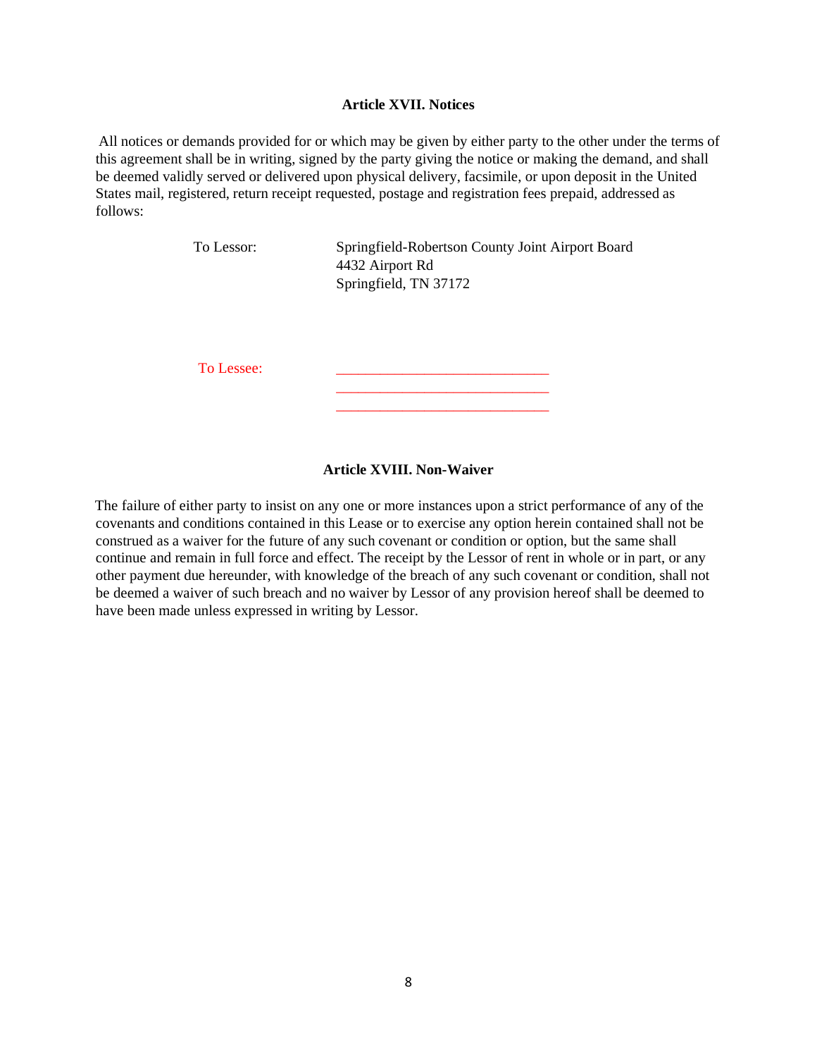### Article XVII. Notices

All notices or demands provided for or which may be given by either party to the other under the terms of this agreement shall be in writing, signed by the party giving the notice or making the demand, and shall be deemed validly served or delivered upon physical delivery, facsimile, or upon deposit in the United States mail, registered, return receipt requested, postage and registration fees prepaid, addressed as follows:

To Lessor: Springfield-Robertson County Joint Airport Board
4432 Airport Rd
Springfield, TN 37172

To Lessee: ______________________________
______________________________
______________________________

### Article XVIII. Non-Waiver

The failure of either party to insist on any one or more instances upon a strict performance of any of the covenants and conditions contained in this Lease or to exercise any option herein contained shall not be construed as a waiver for the future of any such covenant or condition or option, but the same shall continue and remain in full force and effect. The receipt by the Lessor of rent in whole or in part, or any other payment due hereunder, with knowledge of the breach of any such covenant or condition, shall not be deemed a waiver of such breach and no waiver by Lessor of any provision hereof shall be deemed to have been made unless expressed in writing by Lessor.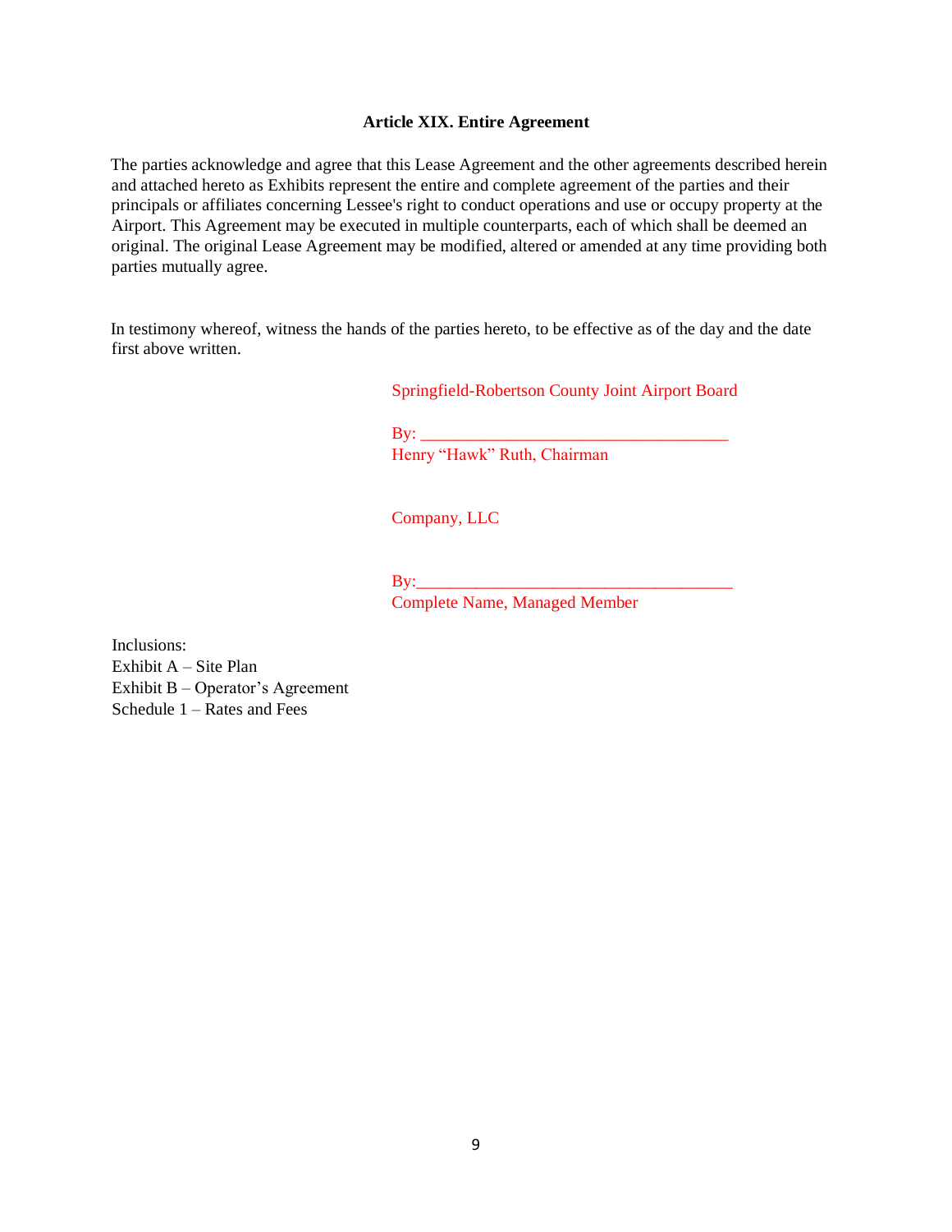### Article XIX. Entire Agreement

The parties acknowledge and agree that this Lease Agreement and the other agreements described herein and attached hereto as Exhibits represent the entire and complete agreement of the parties and their principals or affiliates concerning Lessee's right to conduct operations and use or occupy property at the Airport. This Agreement may be executed in multiple counterparts, each of which shall be deemed an original. The original Lease Agreement may be modified, altered or amended at any time providing both parties mutually agree.

In testimony whereof, witness the hands of the parties hereto, to be effective as of the day and the date first above written.

Springfield-Robertson County Joint Airport Board

By: ___________________________________
Henry “Hawk” Ruth, Chairman

Company, LLC

By:___________________________________
Complete Name, Managed Member

Inclusions:
Exhibit A – Site Plan
Exhibit B – Operator’s Agreement
Schedule 1 – Rates and Fees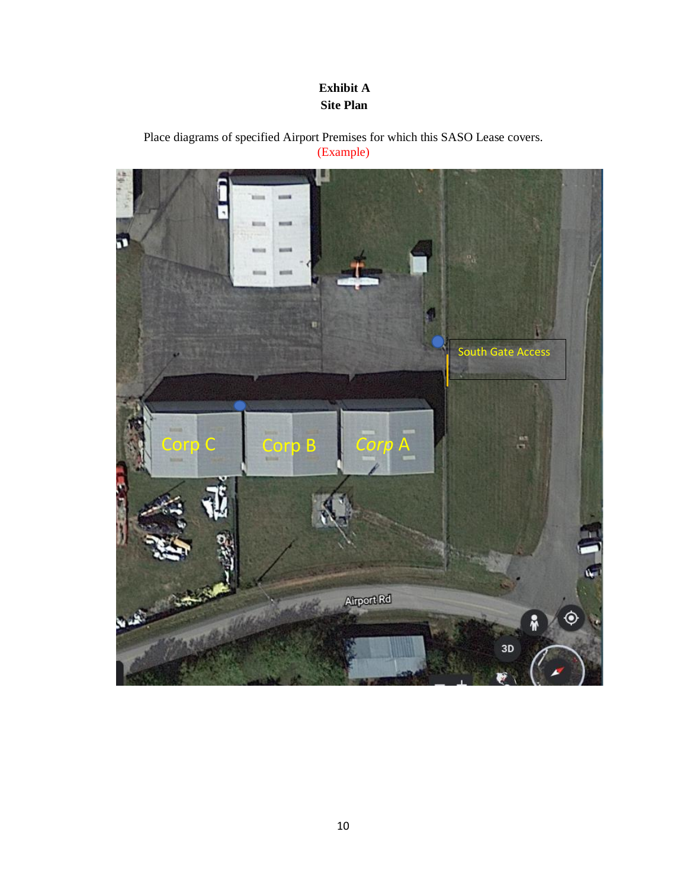**Exhibit A**
**Site Plan**

Place diagrams of specified Airport Premises for which this SASO Lease covers.
(Example)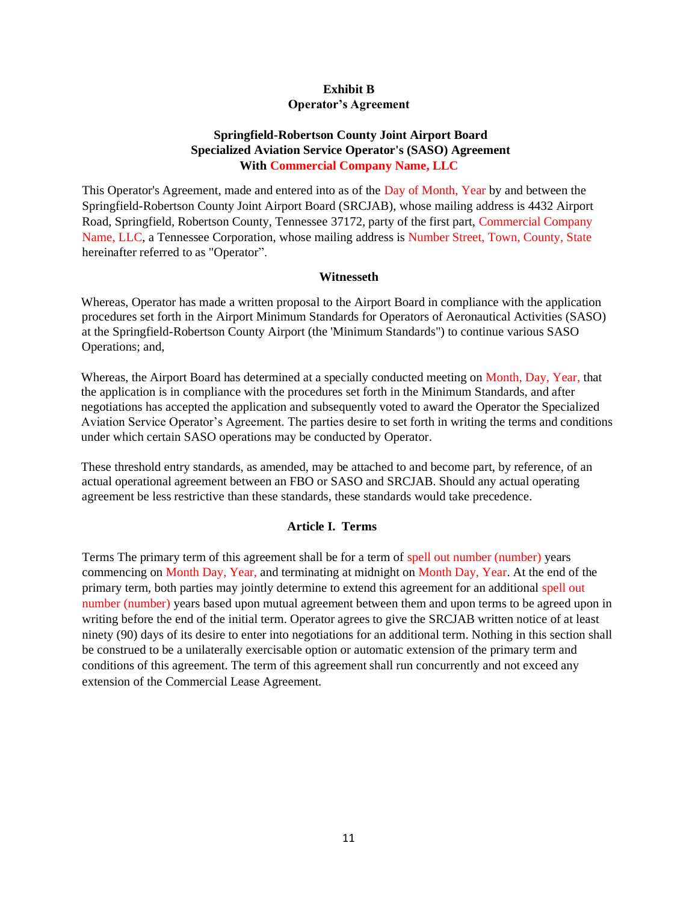**Exhibit B**
**Operator's Agreement**

**Springfield-Robertson County Joint Airport Board**
**Specialized Aviation Service Operator's (SASO) Agreement**
**With Commercial Company Name, LLC**

This Operator's Agreement, made and entered into as of the Day of Month, Year by and between the Springfield-Robertson County Joint Airport Board (SRCJAB), whose mailing address is 4432 Airport Road, Springfield, Robertson County, Tennessee 37172, party of the first part, Commercial Company Name, LLC, a Tennessee Corporation, whose mailing address is Number Street, Town, County, State hereinafter referred to as "Operator".

**Witnesseth**

Whereas, Operator has made a written proposal to the Airport Board in compliance with the application procedures set forth in the Airport Minimum Standards for Operators of Aeronautical Activities (SASO) at the Springfield-Robertson County Airport (the 'Minimum Standards") to continue various SASO Operations; and,

Whereas, the Airport Board has determined at a specially conducted meeting on Month, Day, Year, that the application is in compliance with the procedures set forth in the Minimum Standards, and after negotiations has accepted the application and subsequently voted to award the Operator the Specialized Aviation Service Operator's Agreement. The parties desire to set forth in writing the terms and conditions under which certain SASO operations may be conducted by Operator.

These threshold entry standards, as amended, may be attached to and become part, by reference, of an actual operational agreement between an FBO or SASO and SRCJAB. Should any actual operating agreement be less restrictive than these standards, these standards would take precedence.

**Article I. Terms**

Terms The primary term of this agreement shall be for a term of spell out number (number) years commencing on Month Day, Year, and terminating at midnight on Month Day, Year. At the end of the primary term, both parties may jointly determine to extend this agreement for an additional spell out number (number) years based upon mutual agreement between them and upon terms to be agreed upon in writing before the end of the initial term. Operator agrees to give the SRCJAB written notice of at least ninety (90) days of its desire to enter into negotiations for an additional term. Nothing in this section shall be construed to be a unilaterally exercisable option or automatic extension of the primary term and conditions of this agreement. The term of this agreement shall run concurrently and not exceed any extension of the Commercial Lease Agreement.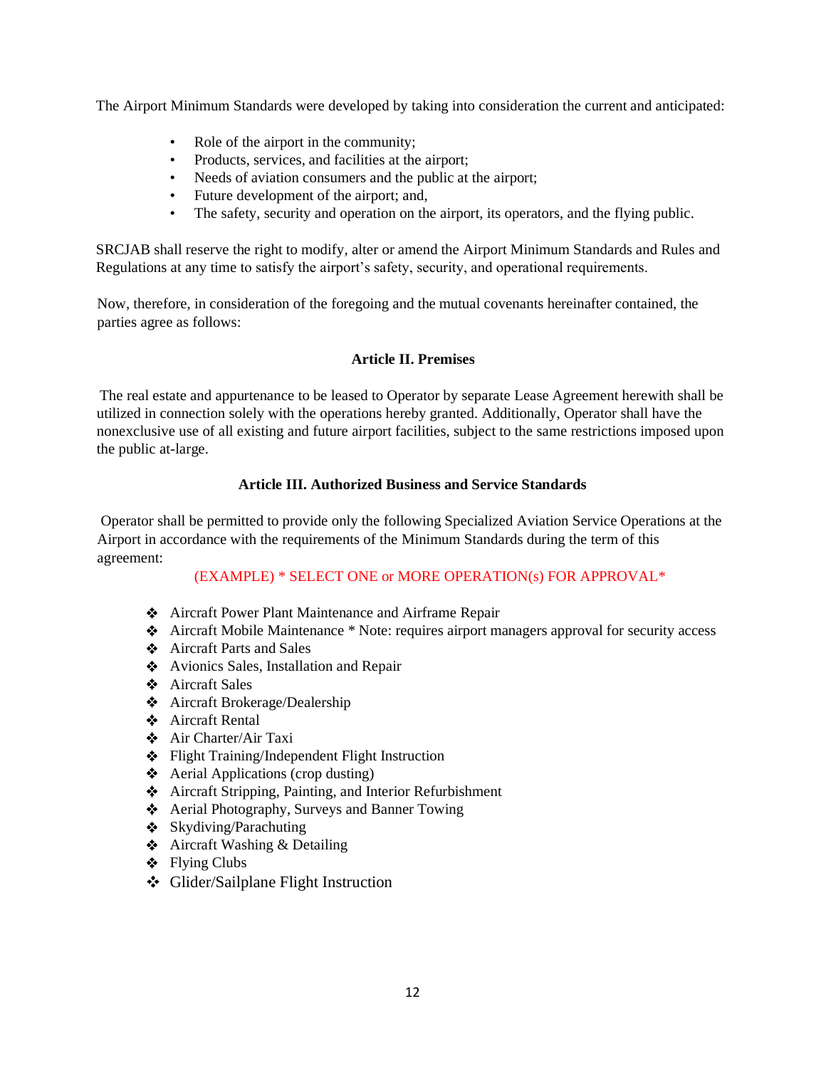The Airport Minimum Standards were developed by taking into consideration the current and anticipated:

- Role of the airport in the community;
- Products, services, and facilities at the airport;
- Needs of aviation consumers and the public at the airport;
- Future development of the airport; and,
- The safety, security and operation on the airport, its operators, and the flying public.

SRCJAB shall reserve the right to modify, alter or amend the Airport Minimum Standards and Rules and Regulations at any time to satisfy the airport's safety, security, and operational requirements.

Now, therefore, in consideration of the foregoing and the mutual covenants hereinafter contained, the parties agree as follows:

## Article II. Premises

The real estate and appurtenance to be leased to Operator by separate Lease Agreement herewith shall be utilized in connection solely with the operations hereby granted. Additionally, Operator shall have the nonexclusive use of all existing and future airport facilities, subject to the same restrictions imposed upon the public at-large.

## Article III. Authorized Business and Service Standards

Operator shall be permitted to provide only the following Specialized Aviation Service Operations at the Airport in accordance with the requirements of the Minimum Standards during the term of this agreement:

(EXAMPLE) * SELECT ONE or MORE OPERATION(s) FOR APPROVAL*

- Aircraft Power Plant Maintenance and Airframe Repair
- Aircraft Mobile Maintenance * Note: requires airport managers approval for security access
- Aircraft Parts and Sales
- Avionics Sales, Installation and Repair
- Aircraft Sales
- Aircraft Brokerage/Dealership
- Aircraft Rental
- Air Charter/Air Taxi
- Flight Training/Independent Flight Instruction
- Aerial Applications (crop dusting)
- Aircraft Stripping, Painting, and Interior Refurbishment
- Aerial Photography, Surveys and Banner Towing
- Skydiving/Parachuting
- Aircraft Washing & Detailing
- Flying Clubs
- Glider/Sailplane Flight Instruction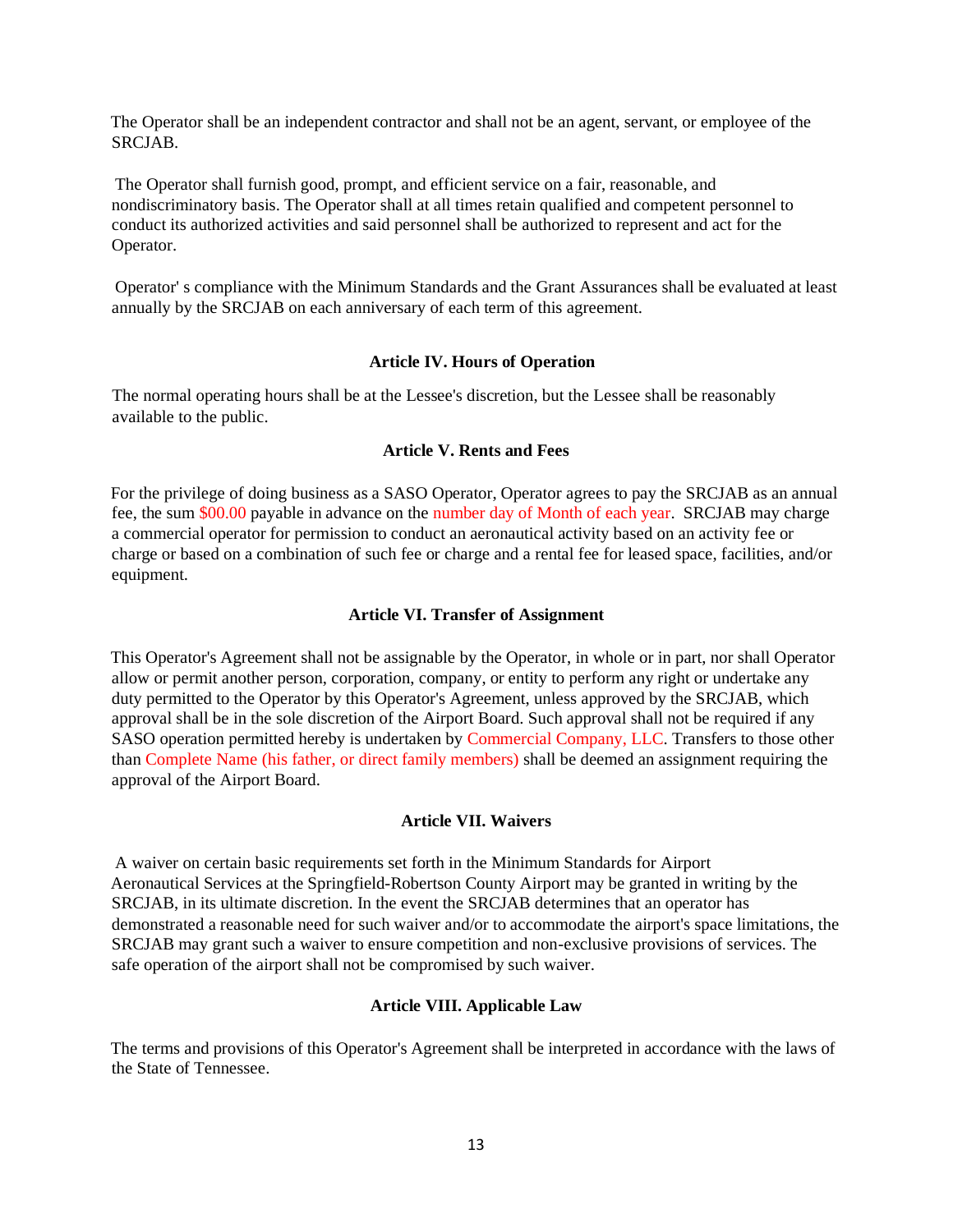The Operator shall be an independent contractor and shall not be an agent, servant, or employee of the SRCJAB.

The Operator shall furnish good, prompt, and efficient service on a fair, reasonable, and nondiscriminatory basis. The Operator shall at all times retain qualified and competent personnel to conduct its authorized activities and said personnel shall be authorized to represent and act for the Operator.

Operator' s compliance with the Minimum Standards and the Grant Assurances shall be evaluated at least annually by the SRCJAB on each anniversary of each term of this agreement.

### Article IV. Hours of Operation

The normal operating hours shall be at the Lessee's discretion, but the Lessee shall be reasonably available to the public.

### Article V. Rents and Fees

For the privilege of doing business as a SASO Operator, Operator agrees to pay the SRCJAB as an annual fee, the sum $00.00 payable in advance on the number day of Month of each year. SRCJAB may charge a commercial operator for permission to conduct an aeronautical activity based on an activity fee or charge or based on a combination of such fee or charge and a rental fee for leased space, facilities, and/or equipment.

### Article VI. Transfer of Assignment

This Operator's Agreement shall not be assignable by the Operator, in whole or in part, nor shall Operator allow or permit another person, corporation, company, or entity to perform any right or undertake any duty permitted to the Operator by this Operator's Agreement, unless approved by the SRCJAB, which approval shall be in the sole discretion of the Airport Board. Such approval shall not be required if any SASO operation permitted hereby is undertaken by Commercial Company, LLC. Transfers to those other than Complete Name (his father, or direct family members) shall be deemed an assignment requiring the approval of the Airport Board.

### Article VII. Waivers

A waiver on certain basic requirements set forth in the Minimum Standards for Airport Aeronautical Services at the Springfield-Robertson County Airport may be granted in writing by the SRCJAB, in its ultimate discretion. In the event the SRCJAB determines that an operator has demonstrated a reasonable need for such waiver and/or to accommodate the airport's space limitations, the SRCJAB may grant such a waiver to ensure competition and non-exclusive provisions of services. The safe operation of the airport shall not be compromised by such waiver.

### Article VIII. Applicable Law

The terms and provisions of this Operator's Agreement shall be interpreted in accordance with the laws of the State of Tennessee.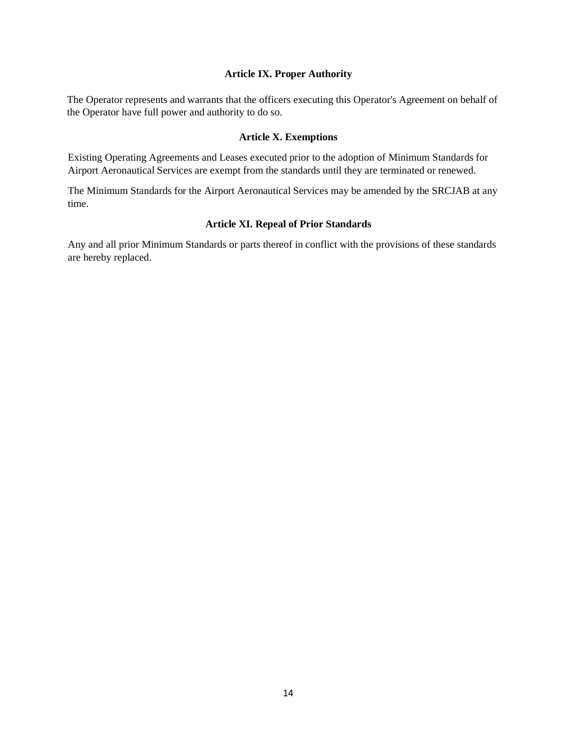## Article IX. Proper Authority

The Operator represents and warrants that the officers executing this Operator's Agreement on behalf of the Operator have full power and authority to do so.

## Article X. Exemptions

Existing Operating Agreements and Leases executed prior to the adoption of Minimum Standards for Airport Aeronautical Services are exempt from the standards until they are terminated or renewed.

The Minimum Standards for the Airport Aeronautical Services may be amended by the SRCJAB at any time.

## Article XI. Repeal of Prior Standards

Any and all prior Minimum Standards or parts thereof in conflict with the provisions of these standards are hereby replaced.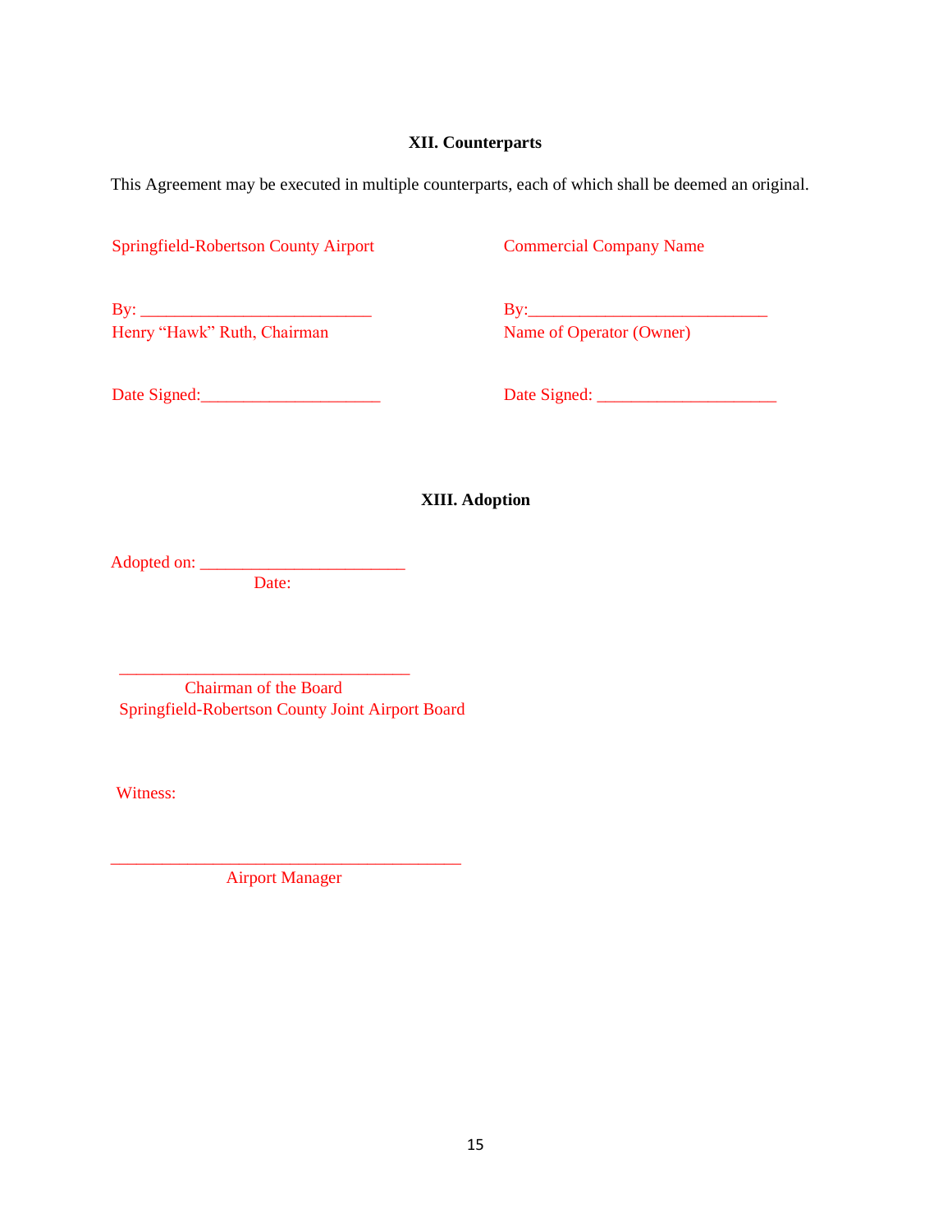### XII. Counterparts

This Agreement may be executed in multiple counterparts, each of which shall be deemed an original.

Springfield-Robertson County Airport

By: ___________________________
Henry "Hawk" Ruth, Chairman

Date Signed:_____________________

Commercial Company Name

By:___________________________
Name of Operator (Owner)

Date Signed: ____________________

### XIII. Adoption

Adopted on: _______________________
Date:

_________________________________
Chairman of the Board
Springfield-Robertson County Joint Airport Board

Witness:

________________________________________
Airport Manager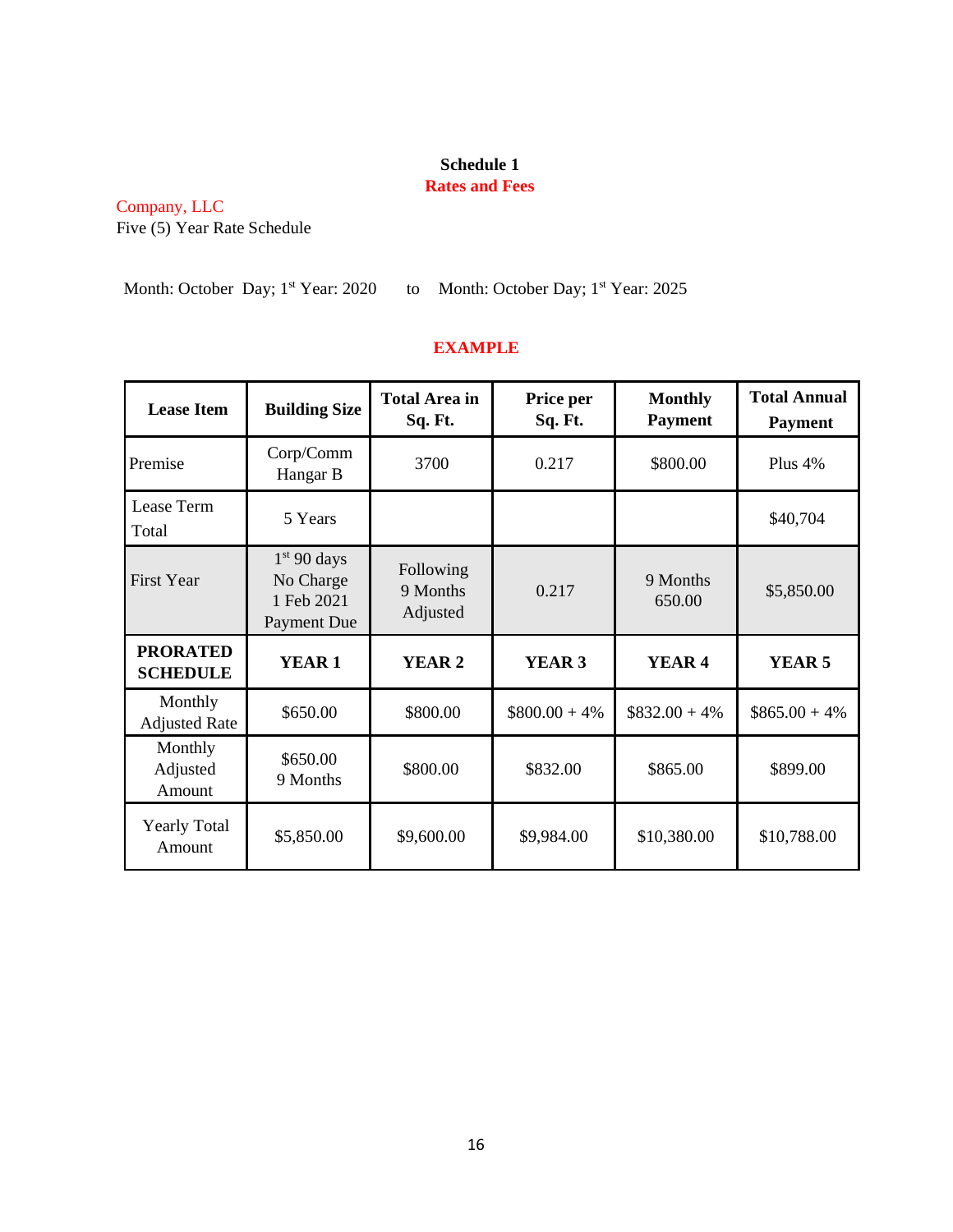**Schedule 1**

**Rates and Fees**

Company, LLC
Five (5) Year Rate Schedule

Month: October Day; 1st Year: 2020 to Month: October Day; 1st Year: 2025

**EXAMPLE**

| Lease Item | Building Size | Total Area in Sq. Ft. | Price per Sq. Ft. | Monthly Payment | Total Annual Payment |
|---|---|---|---|---|---|
| Premise | Corp/Comm Hangar B | 3700 | 0.217 | $800.00 | Plus 4% |
| Lease Term Total | 5 Years | | | | $40,704 |
| First Year | 1st 90 days No Charge 1 Feb 2021 Payment Due | Following 9 Months Adjusted | 0.217 | 9 Months 650.00 | $5,850.00 |
| **PRORATED SCHEDULE** | **YEAR 1** | **YEAR 2** | **YEAR 3** | **YEAR 4** | **YEAR 5** |
| Monthly Adjusted Rate | $650.00 | $800.00 | $800.00 + 4% | $832.00 + 4% | $865.00 + 4% |
| Monthly Adjusted Amount | $650.00 9 Months | $800.00 | $832.00 | $865.00 | $899.00 |
| Yearly Total Amount | $5,850.00 | $9,600.00 | $9,984.00 | $10,380.00 | $10,788.00 |